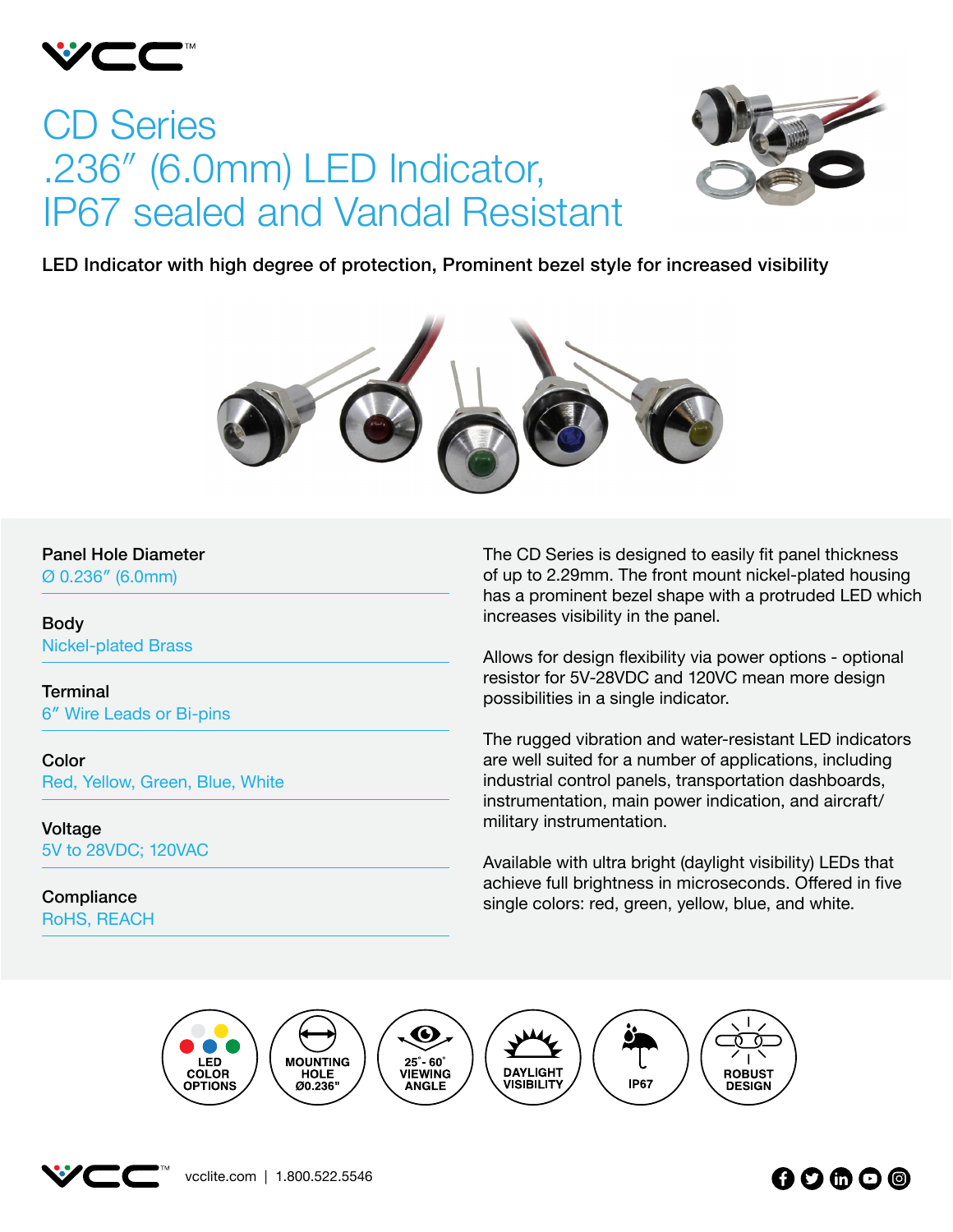# CD Series .236″ (6.0mm) LED Indicator, IP67 sealed and Vandal Resistant

**LED Indicator with high degree of protection, Prominent bezel style for increased visibility**

**Panel Hole Diameter**
Ø 0.236″ (6.0mm)

**Body**
Nickel-plated Brass

**Terminal**
6″ Wire Leads or Bi-pins

**Color**
Red, Yellow, Green, Blue, White

**Voltage**
5V to 28VDC; 120VAC

**Compliance**
RoHS, REACH

The CD Series is designed to easily fit panel thickness of up to 2.29mm. The front mount nickel-plated housing has a prominent bezel shape with a protruded LED which increases visibility in the panel.

Allows for design flexibility via power options - optional resistor for 5V-28VDC and 120VC mean more design possibilities in a single indicator.

The rugged vibration and water-resistant LED indicators are well suited for a number of applications, including industrial control panels, transportation dashboards, instrumentation, main power indication, and aircraft/military instrumentation.

Available with ultra bright (daylight visibility) LEDs that achieve full brightness in microseconds. Offered in five single colors: red, green, yellow, blue, and white.

LED COLOR OPTIONS | MOUNTING HOLE Ø0.236" | 25˚- 60˚ VIEWING ANGLE | DAYLIGHT VISIBILITY | IP67 | ROBUST DESIGN

vcclite.com | 1.800.522.5546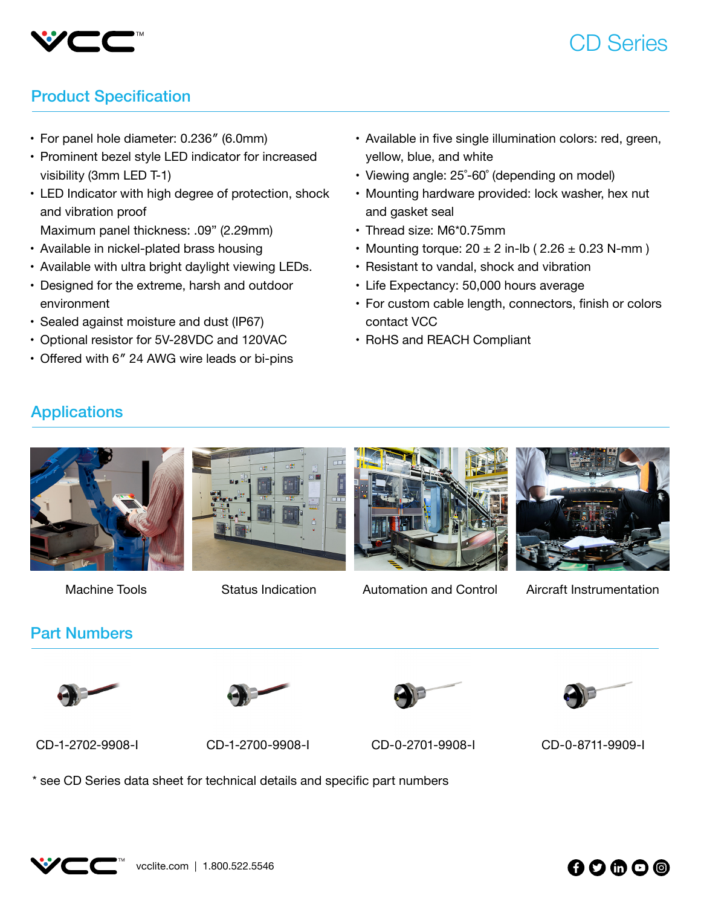# CD Series

## Product Specification

- For panel hole diameter: 0.236″ (6.0mm)
- Prominent bezel style LED indicator for increased visibility (3mm LED T-1)
- LED Indicator with high degree of protection, shock and vibration proof
  Maximum panel thickness: .09" (2.29mm)
- Available in nickel-plated brass housing
- Available with ultra bright daylight viewing LEDs.
- Designed for the extreme, harsh and outdoor environment
- Sealed against moisture and dust (IP67)
- Optional resistor for 5V-28VDC and 120VAC
- Offered with 6″ 24 AWG wire leads or bi-pins
- Available in five single illumination colors: red, green, yellow, blue, and white
- Viewing angle: 25°-60° (depending on model)
- Mounting hardware provided: lock washer, hex nut and gasket seal
- Thread size: M6*0.75mm
- Mounting torque: 20 ± 2 in-lb ( 2.26 ± 0.23 N-mm )
- Resistant to vandal, shock and vibration
- Life Expectancy: 50,000 hours average
- For custom cable length, connectors, finish or colors contact VCC
- RoHS and REACH Compliant

## Applications

Machine Tools

Status Indication

Automation and Control

Aircraft Instrumentation

## Part Numbers

CD-1-2702-9908-I

CD-1-2700-9908-I

CD-0-2701-9908-I

CD-0-8711-9909-I

* see CD Series data sheet for technical details and specific part numbers

vcclite.com | 1.800.522.5546